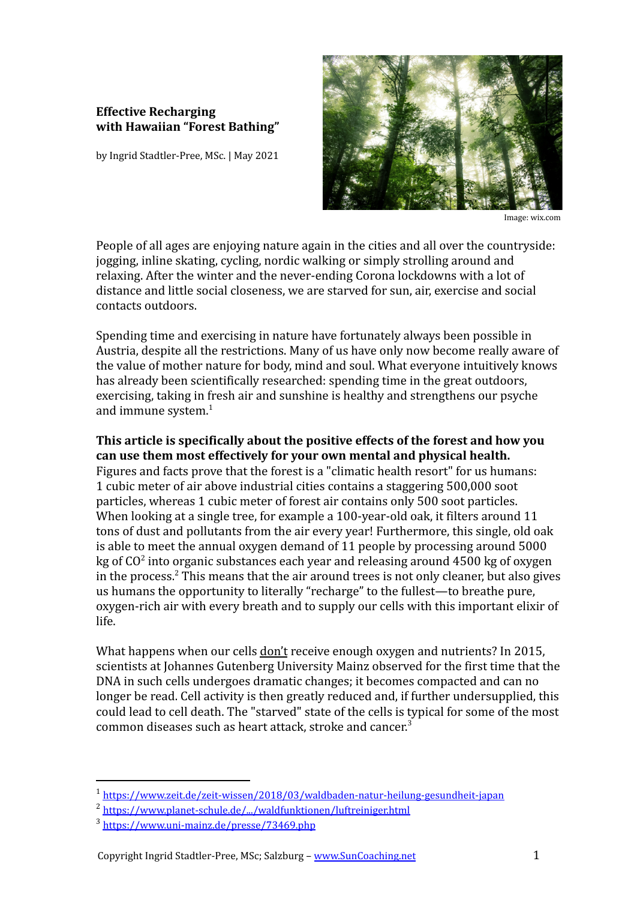# Effective Recharging with Hawaiian "Forest Bathing"

by Ingrid Stadtler-Pree, MSc. | May 2021

Image: wix.com

People of all ages are enjoying nature again in the cities and all over the countryside: jogging, inline skating, cycling, nordic walking or simply strolling around and relaxing. After the winter and the never-ending Corona lockdowns with a lot of distance and little social closeness, we are starved for sun, air, exercise and social contacts outdoors.

Spending time and exercising in nature have fortunately always been possible in Austria, despite all the restrictions. Many of us have only now become really aware of the value of mother nature for body, mind and soul. What everyone intuitively knows has already been scientifically researched: spending time in the great outdoors, exercising, taking in fresh air and sunshine is healthy and strengthens our psyche and immune system.[1]

**This article is specifically about the positive effects of the forest and how you can use them most effectively for your own mental and physical health.**
Figures and facts prove that the forest is a "climatic health resort" for us humans: 1 cubic meter of air above industrial cities contains a staggering 500,000 soot particles, whereas 1 cubic meter of forest air contains only 500 soot particles. When looking at a single tree, for example a 100-year-old oak, it filters around 11 tons of dust and pollutants from the air every year! Furthermore, this single, old oak is able to meet the annual oxygen demand of 11 people by processing around 5000 kg of $CO^2$ into organic substances each year and releasing around 4500 kg of oxygen in the process.[2] This means that the air around trees is not only cleaner, but also gives us humans the opportunity to literally "recharge" to the fullest—to breathe pure, oxygen-rich air with every breath and to supply our cells with this important elixir of life.

What happens when our cells don't receive enough oxygen and nutrients? In 2015, scientists at Johannes Gutenberg University Mainz observed for the first time that the DNA in such cells undergoes dramatic changes; it becomes compacted and can no longer be read. Cell activity is then greatly reduced and, if further undersupplied, this could lead to cell death. The "starved" state of the cells is typical for some of the most common diseases such as heart attack, stroke and cancer.[3]

---

[1] https://www.zeit.de/zeit-wissen/2018/03/waldbaden-natur-heilung-gesundheit-japan

[2] https://www.planet-schule.de/.../waldfunktionen/luftreiniger.html

[3] https://www.uni-mainz.de/presse/73469.php

Copyright Ingrid Stadtler-Pree, MSc; Salzburg – www.SunCoaching.net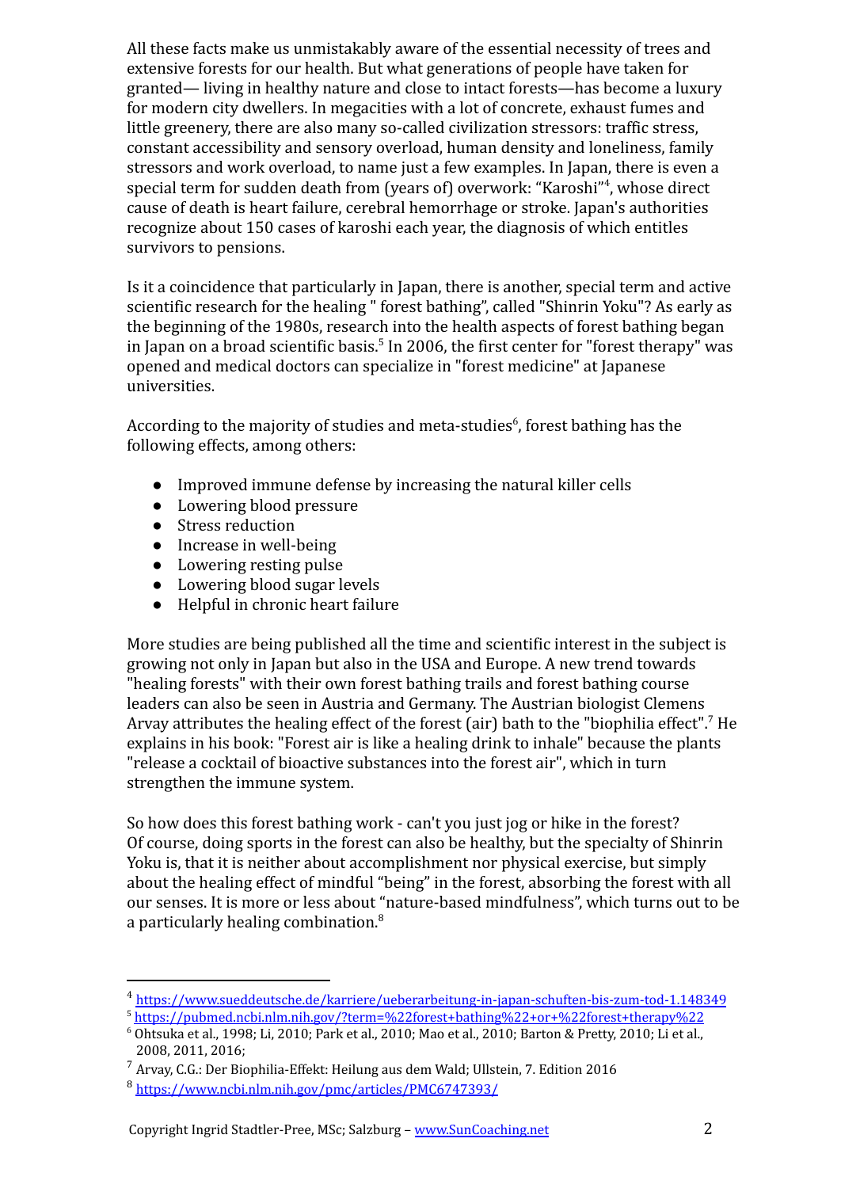All these facts make us unmistakably aware of the essential necessity of trees and extensive forests for our health. But what generations of people have taken for granted— living in healthy nature and close to intact forests—has become a luxury for modern city dwellers. In megacities with a lot of concrete, exhaust fumes and little greenery, there are also many so-called civilization stressors: traffic stress, constant accessibility and sensory overload, human density and loneliness, family stressors and work overload, to name just a few examples. In Japan, there is even a special term for sudden death from (years of) overwork: "Karoshi"[4], whose direct cause of death is heart failure, cerebral hemorrhage or stroke. Japan's authorities recognize about 150 cases of karoshi each year, the diagnosis of which entitles survivors to pensions.

Is it a coincidence that particularly in Japan, there is another, special term and active scientific research for the healing " forest bathing", called "Shinrin Yoku"? As early as the beginning of the 1980s, research into the health aspects of forest bathing began in Japan on a broad scientific basis.[5] In 2006, the first center for "forest therapy" was opened and medical doctors can specialize in "forest medicine" at Japanese universities.

According to the majority of studies and meta-studies[6], forest bathing has the following effects, among others:

- Improved immune defense by increasing the natural killer cells
- Lowering blood pressure
- Stress reduction
- Increase in well-being
- Lowering resting pulse
- Lowering blood sugar levels
- Helpful in chronic heart failure

More studies are being published all the time and scientific interest in the subject is growing not only in Japan but also in the USA and Europe. A new trend towards "healing forests" with their own forest bathing trails and forest bathing course leaders can also be seen in Austria and Germany. The Austrian biologist Clemens Arvay attributes the healing effect of the forest (air) bath to the "biophilia effect".[7] He explains in his book: "Forest air is like a healing drink to inhale" because the plants "release a cocktail of bioactive substances into the forest air", which in turn strengthen the immune system.

So how does this forest bathing work - can't you just jog or hike in the forest? Of course, doing sports in the forest can also be healthy, but the specialty of Shinrin Yoku is, that it is neither about accomplishment nor physical exercise, but simply about the healing effect of mindful "being" in the forest, absorbing the forest with all our senses. It is more or less about "nature-based mindfulness", which turns out to be a particularly healing combination.[8]

---

[4] https://www.sueddeutsche.de/karriere/ueberarbeitung-in-japan-schuften-bis-zum-tod-1.148349

[5] https://pubmed.ncbi.nlm.nih.gov/?term=%22forest+bathing%22+or+%22forest+therapy%22

[6] Ohtsuka et al., 1998; Li, 2010; Park et al., 2010; Mao et al., 2010; Barton & Pretty, 2010; Li et al., 2008, 2011, 2016;

[7] Arvay, C.G.: Der Biophilia-Effekt: Heilung aus dem Wald; Ullstein, 7. Edition 2016

[8] https://www.ncbi.nlm.nih.gov/pmc/articles/PMC6747393/

Copyright Ingrid Stadtler-Pree, MSc; Salzburg – www.SunCoaching.net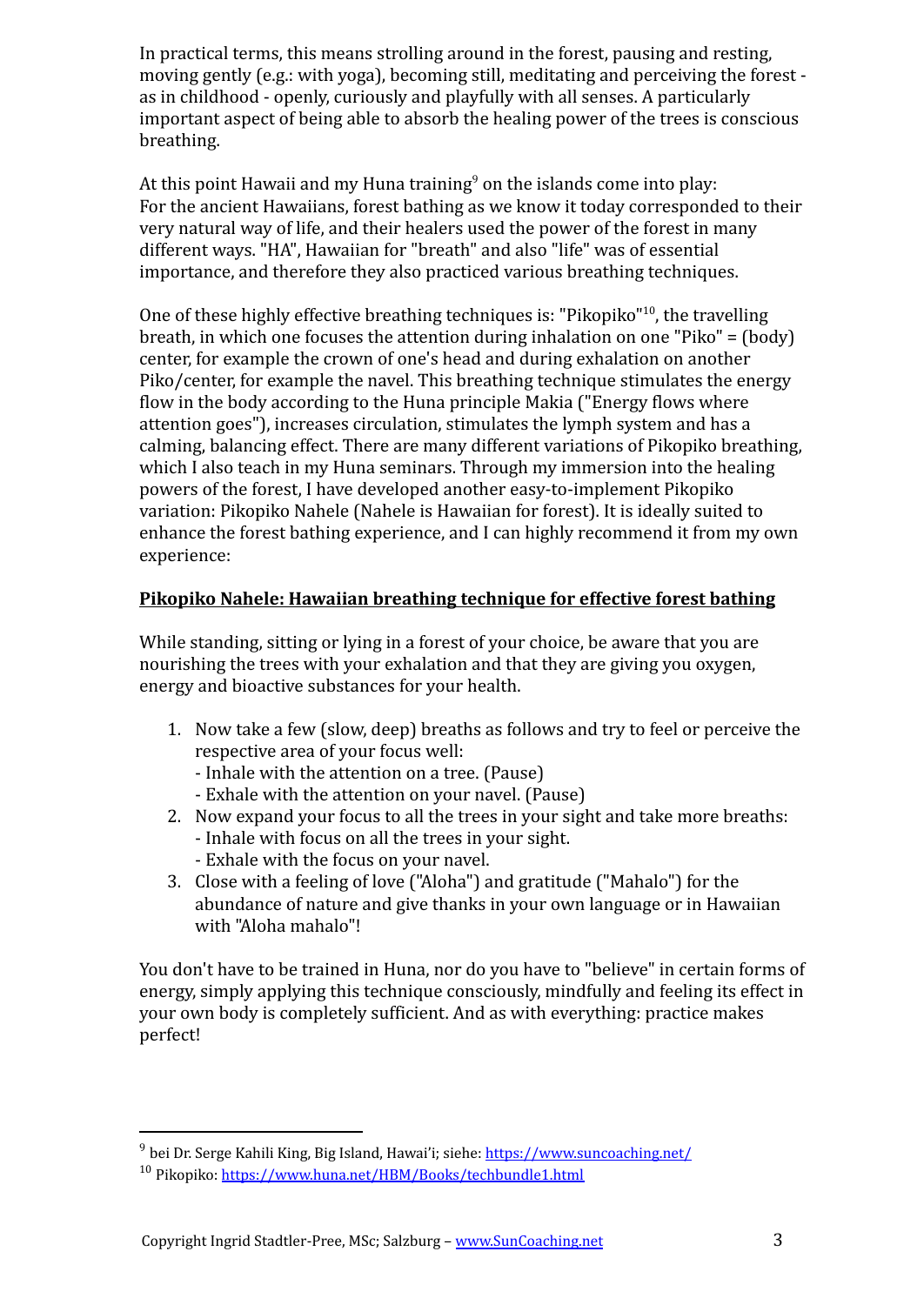In practical terms, this means strolling around in the forest, pausing and resting, moving gently (e.g.: with yoga), becoming still, meditating and perceiving the forest - as in childhood - openly, curiously and playfully with all senses. A particularly important aspect of being able to absorb the healing power of the trees is conscious breathing.

At this point Hawaii and my Huna training[9] on the islands come into play: For the ancient Hawaiians, forest bathing as we know it today corresponded to their very natural way of life, and their healers used the power of the forest in many different ways. "HA", Hawaiian for "breath" and also "life" was of essential importance, and therefore they also practiced various breathing techniques.

One of these highly effective breathing techniques is: "Pikopiko"[10], the travelling breath, in which one focuses the attention during inhalation on one "Piko" = (body) center, for example the crown of one's head and during exhalation on another Piko/center, for example the navel. This breathing technique stimulates the energy flow in the body according to the Huna principle Makia ("Energy flows where attention goes"), increases circulation, stimulates the lymph system and has a calming, balancing effect. There are many different variations of Pikopiko breathing, which I also teach in my Huna seminars. Through my immersion into the healing powers of the forest, I have developed another easy-to-implement Pikopiko variation: Pikopiko Nahele (Nahele is Hawaiian for forest). It is ideally suited to enhance the forest bathing experience, and I can highly recommend it from my own experience:

**Pikopiko Nahele: Hawaiian breathing technique for effective forest bathing**

While standing, sitting or lying in a forest of your choice, be aware that you are nourishing the trees with your exhalation and that they are giving you oxygen, energy and bioactive substances for your health.

1. Now take a few (slow, deep) breaths as follows and try to feel or perceive the respective area of your focus well:
   - Inhale with the attention on a tree. (Pause)
   - Exhale with the attention on your navel. (Pause)
2. Now expand your focus to all the trees in your sight and take more breaths:
   - Inhale with focus on all the trees in your sight.
   - Exhale with the focus on your navel.
3. Close with a feeling of love ("Aloha") and gratitude ("Mahalo") for the abundance of nature and give thanks in your own language or in Hawaiian with "Aloha mahalo"!

You don't have to be trained in Huna, nor do you have to "believe" in certain forms of energy, simply applying this technique consciously, mindfully and feeling its effect in your own body is completely sufficient. And as with everything: practice makes perfect!

---

[9] bei Dr. Serge Kahili King, Big Island, Hawai'i; siehe: https://www.suncoaching.net/

[10] Pikopiko: https://www.huna.net/HBM/Books/techbundle1.html